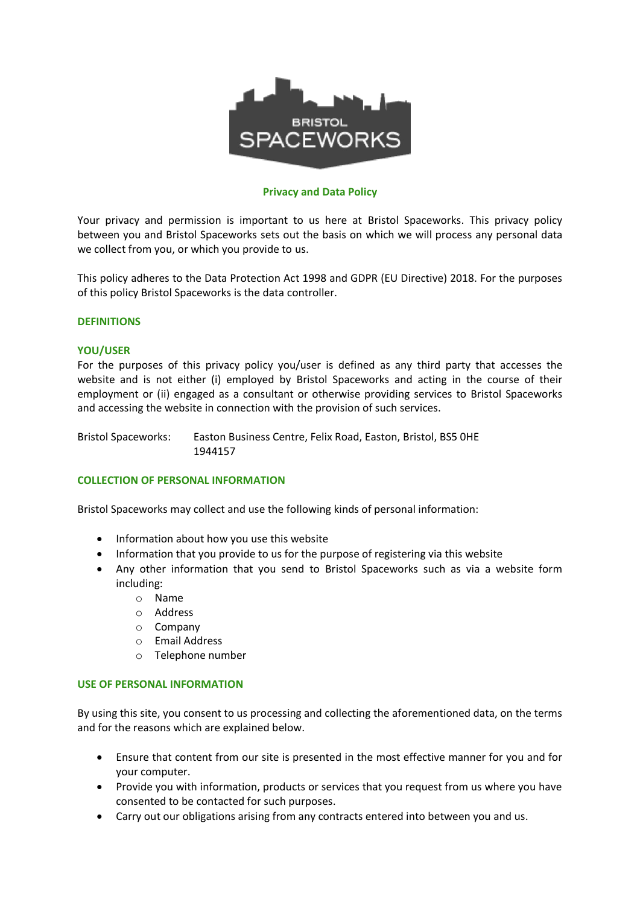BRISTOL SPACEWORKS

## Privacy and Data Policy

Your privacy and permission is important to us here at Bristol Spaceworks. This privacy policy between you and Bristol Spaceworks sets out the basis on which we will process any personal data we collect from you, or which you provide to us.

This policy adheres to the Data Protection Act 1998 and GDPR (EU Directive) 2018. For the purposes of this policy Bristol Spaceworks is the data controller.

### DEFINITIONS

### YOU/USER

For the purposes of this privacy policy you/user is defined as any third party that accesses the website and is not either (i) employed by Bristol Spaceworks and acting in the course of their employment or (ii) engaged as a consultant or otherwise providing services to Bristol Spaceworks and accessing the website in connection with the provision of such services.

Bristol Spaceworks: Easton Business Centre, Felix Road, Easton, Bristol, BS5 0HE
1944157

### COLLECTION OF PERSONAL INFORMATION

Bristol Spaceworks may collect and use the following kinds of personal information:

- Information about how you use this website
- Information that you provide to us for the purpose of registering via this website
- Any other information that you send to Bristol Spaceworks such as via a website form including:
  - Name
  - Address
  - Company
  - Email Address
  - Telephone number

### USE OF PERSONAL INFORMATION

By using this site, you consent to us processing and collecting the aforementioned data, on the terms and for the reasons which are explained below.

- Ensure that content from our site is presented in the most effective manner for you and for your computer.
- Provide you with information, products or services that you request from us where you have consented to be contacted for such purposes.
- Carry out our obligations arising from any contracts entered into between you and us.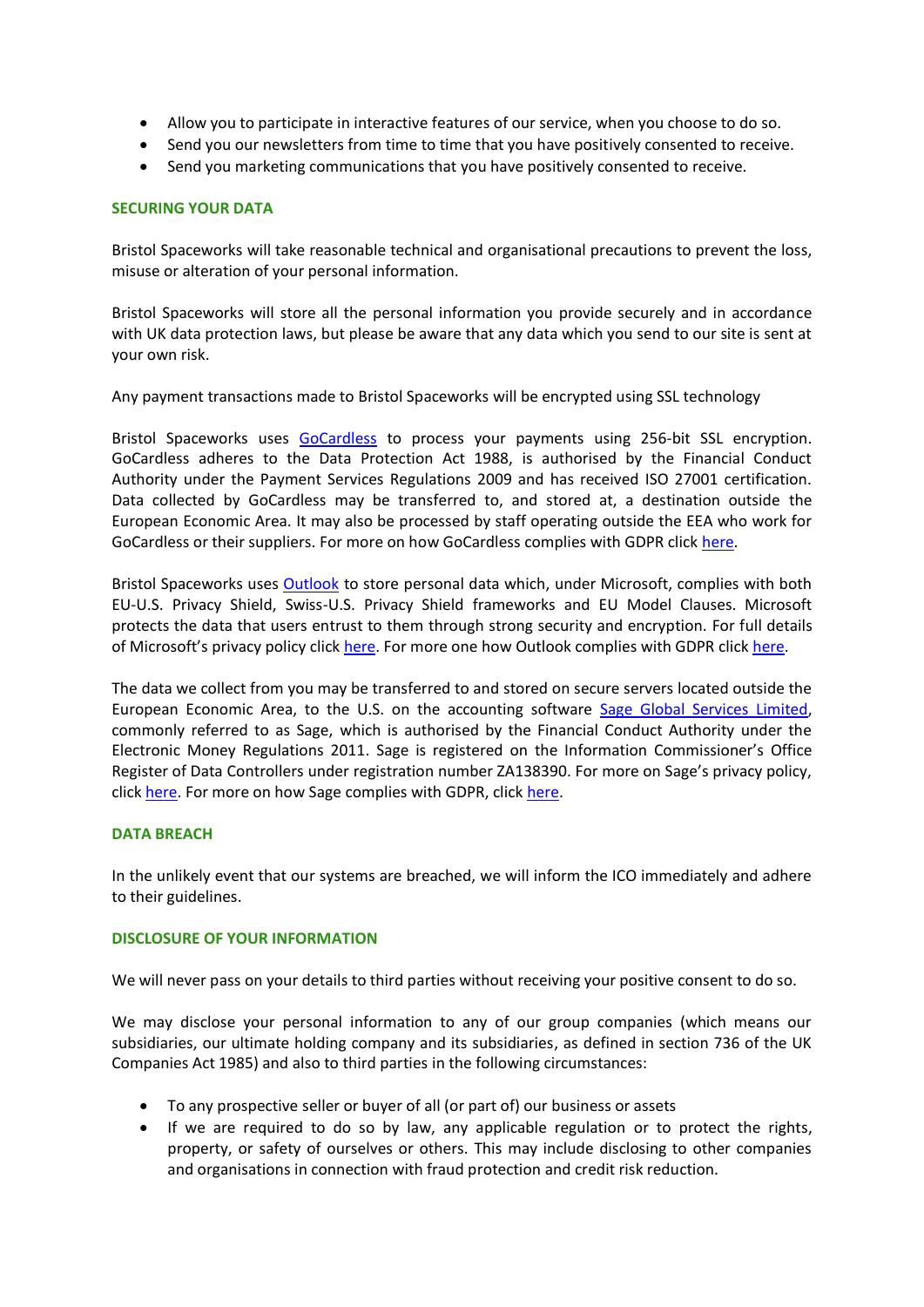- Allow you to participate in interactive features of our service, when you choose to do so.
- Send you our newsletters from time to time that you have positively consented to receive.
- Send you marketing communications that you have positively consented to receive.

## SECURING YOUR DATA

Bristol Spaceworks will take reasonable technical and organisational precautions to prevent the loss, misuse or alteration of your personal information.

Bristol Spaceworks will store all the personal information you provide securely and in accordance with UK data protection laws, but please be aware that any data which you send to our site is sent at your own risk.

Any payment transactions made to Bristol Spaceworks will be encrypted using SSL technology

Bristol Spaceworks uses GoCardless to process your payments using 256-bit SSL encryption. GoCardless adheres to the Data Protection Act 1988, is authorised by the Financial Conduct Authority under the Payment Services Regulations 2009 and has received ISO 27001 certification. Data collected by GoCardless may be transferred to, and stored at, a destination outside the European Economic Area. It may also be processed by staff operating outside the EEA who work for GoCardless or their suppliers. For more on how GoCardless complies with GDPR click here.

Bristol Spaceworks uses Outlook to store personal data which, under Microsoft, complies with both EU-U.S. Privacy Shield, Swiss-U.S. Privacy Shield frameworks and EU Model Clauses. Microsoft protects the data that users entrust to them through strong security and encryption. For full details of Microsoft's privacy policy click here. For more one how Outlook complies with GDPR click here.

The data we collect from you may be transferred to and stored on secure servers located outside the European Economic Area, to the U.S. on the accounting software Sage Global Services Limited, commonly referred to as Sage, which is authorised by the Financial Conduct Authority under the Electronic Money Regulations 2011. Sage is registered on the Information Commissioner's Office Register of Data Controllers under registration number ZA138390. For more on Sage's privacy policy, click here. For more on how Sage complies with GDPR, click here.

## DATA BREACH

In the unlikely event that our systems are breached, we will inform the ICO immediately and adhere to their guidelines.

## DISCLOSURE OF YOUR INFORMATION

We will never pass on your details to third parties without receiving your positive consent to do so.

We may disclose your personal information to any of our group companies (which means our subsidiaries, our ultimate holding company and its subsidiaries, as defined in section 736 of the UK Companies Act 1985) and also to third parties in the following circumstances:

- To any prospective seller or buyer of all (or part of) our business or assets
- If we are required to do so by law, any applicable regulation or to protect the rights, property, or safety of ourselves or others. This may include disclosing to other companies and organisations in connection with fraud protection and credit risk reduction.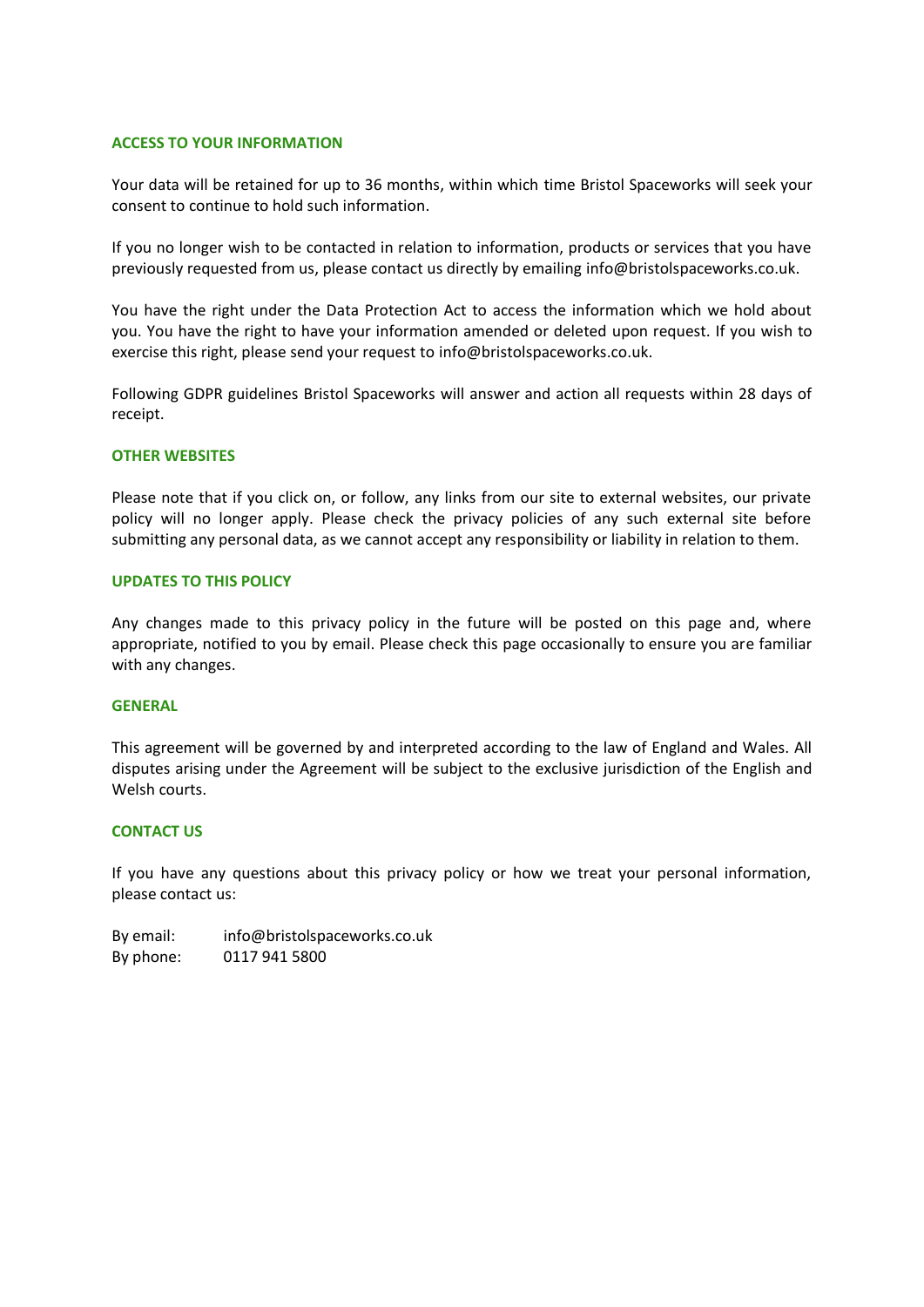## ACCESS TO YOUR INFORMATION

Your data will be retained for up to 36 months, within which time Bristol Spaceworks will seek your consent to continue to hold such information.

If you no longer wish to be contacted in relation to information, products or services that you have previously requested from us, please contact us directly by emailing info@bristolspaceworks.co.uk.

You have the right under the Data Protection Act to access the information which we hold about you. You have the right to have your information amended or deleted upon request. If you wish to exercise this right, please send your request to info@bristolspaceworks.co.uk.

Following GDPR guidelines Bristol Spaceworks will answer and action all requests within 28 days of receipt.

## OTHER WEBSITES

Please note that if you click on, or follow, any links from our site to external websites, our private policy will no longer apply. Please check the privacy policies of any such external site before submitting any personal data, as we cannot accept any responsibility or liability in relation to them.

## UPDATES TO THIS POLICY

Any changes made to this privacy policy in the future will be posted on this page and, where appropriate, notified to you by email. Please check this page occasionally to ensure you are familiar with any changes.

## GENERAL

This agreement will be governed by and interpreted according to the law of England and Wales. All disputes arising under the Agreement will be subject to the exclusive jurisdiction of the English and Welsh courts.

## CONTACT US

If you have any questions about this privacy policy or how we treat your personal information, please contact us:

By email: info@bristolspaceworks.co.uk
By phone: 0117 941 5800